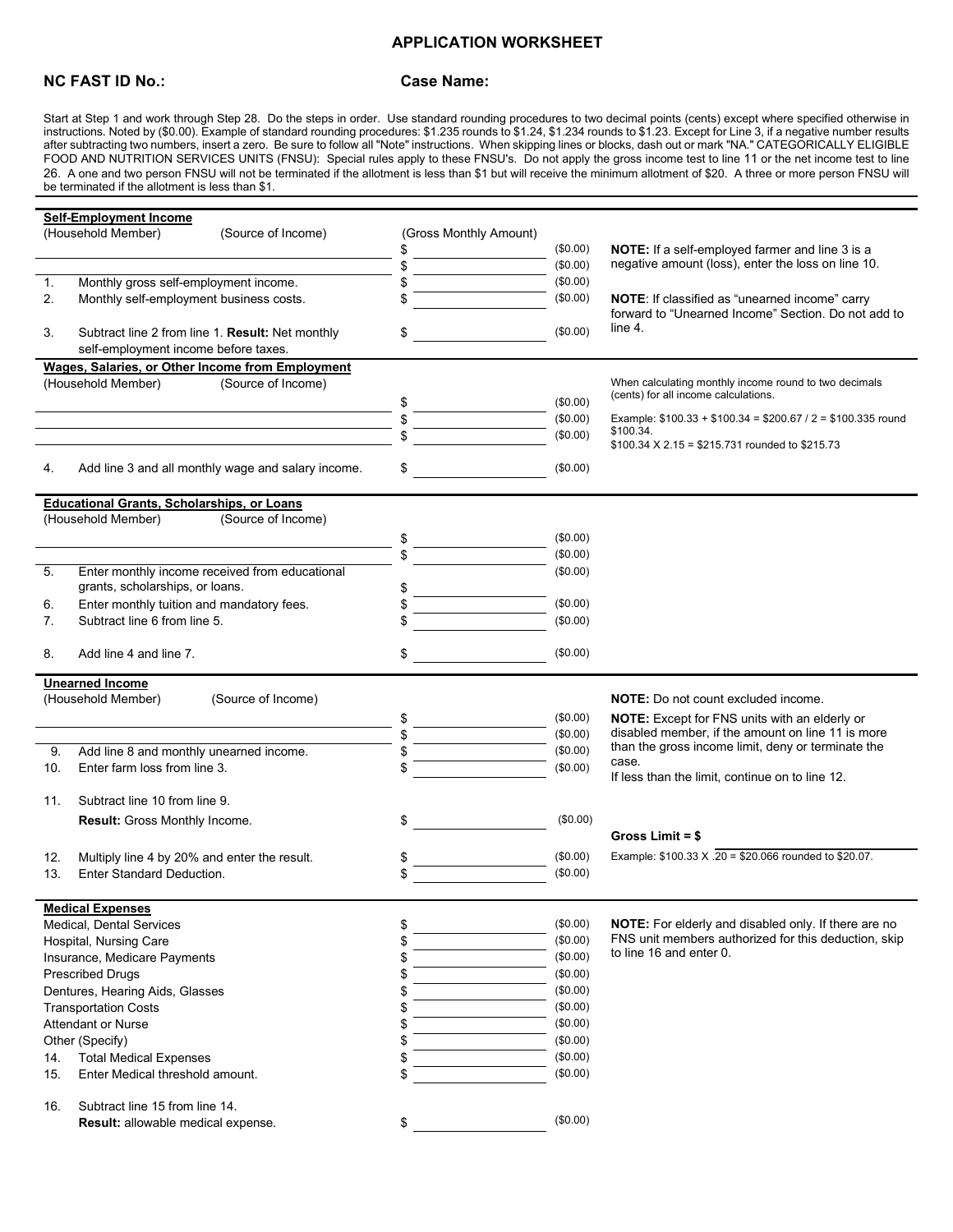# APPLICATION WORKSHEET

**NC FAST ID No.:** **Case Name:**

Start at Step 1 and work through Step 28. Do the steps in order. Use standard rounding procedures to two decimal points (cents) except where specified otherwise in instructions. Noted by ($0.00). Example of standard rounding procedures: $1.235 rounds to $1.24, $1.234 rounds to $1.23. Except for Line 3, if a negative number results after subtracting two numbers, insert a zero. Be sure to follow all "Note" instructions. When skipping lines or blocks, dash out or mark "NA." CATEGORICALLY ELIGIBLE FOOD AND NUTRITION SERVICES UNITS (FNSU): Special rules apply to these FNSU's. Do not apply the gross income test to line 11 or the net income test to line 26. A one and two person FNSU will not be terminated if the allotment is less than $1 but will receive the minimum allotment of $20. A three or more person FNSU will be terminated if the allotment is less than $1.

---

**Self-Employment Income**

| (Household Member) (Source of Income) | (Gross Monthly Amount) | |
|---|---|---|
| | $ ________ | ($0.00) |
| | $ ________ | ($0.00) |
| 1. Monthly gross self-employment income. | $ ________ | ($0.00) |
| 2. Monthly self-employment business costs. | $ ________ | ($0.00) |
| 3. Subtract line 2 from line 1. **Result:** Net monthly self-employment income before taxes. | $ ________ | ($0.00) |

**NOTE:** If a self-employed farmer and line 3 is a negative amount (loss), enter the loss on line 10.

**NOTE**: If classified as "unearned income" carry forward to "Unearned Income" Section. Do not add to line 4.

**Wages, Salaries, or Other Income from Employment**

| (Household Member) (Source of Income) | | |
|---|---|---|
| | $ ________ | ($0.00) |
| | $ ________ | ($0.00) |
| | $ ________ | ($0.00) |
| 4. Add line 3 and all monthly wage and salary income. | $ ________ | ($0.00) |

When calculating monthly income round to two decimals (cents) for all income calculations.

Example: $100.33 + $100.34 = $200.67 / 2 = $100.335 round $100.34.
$100.34 X 2.15 = $215.731 rounded to $215.73

---

**Educational Grants, Scholarships, or Loans**

| (Household Member) (Source of Income) | | |
|---|---|---|
| | $ ________ | ($0.00) |
| | $ ________ | ($0.00) |
| 5. Enter monthly income received from educational grants, scholarships, or loans. | $ ________ | ($0.00) |
| 6. Enter monthly tuition and mandatory fees. | $ ________ | ($0.00) |
| 7. Subtract line 6 from line 5. | $ ________ | ($0.00) |
| 8. Add line 4 and line 7. | $ ________ | ($0.00) |

---

**Unearned Income**

| (Household Member) (Source of Income) | | |
|---|---|---|
| | $ ________ | ($0.00) |
| | $ ________ | ($0.00) |
| 9. Add line 8 and monthly unearned income. | $ ________ | ($0.00) |
| 10. Enter farm loss from line 3. | $ ________ | ($0.00) |
| 11. Subtract line 10 from line 9. **Result:** Gross Monthly Income. | $ ________ | ($0.00) |
| 12. Multiply line 4 by 20% and enter the result. | $ ________ | ($0.00) |
| 13. Enter Standard Deduction. | $ ________ | ($0.00) |

**NOTE:** Do not count excluded income.

**NOTE:** Except for FNS units with an elderly or disabled member, if the amount on line 11 is more than the gross income limit, deny or terminate the case.
If less than the limit, continue on to line 12.

**Gross Limit = $** ________

Example: $100.33 X .20 = $20.066 rounded to $20.07.

---

**Medical Expenses**

| | | |
|---|---|---|
| Medical, Dental Services | $ ________ | ($0.00) |
| Hospital, Nursing Care | $ ________ | ($0.00) |
| Insurance, Medicare Payments | $ ________ | ($0.00) |
| Prescribed Drugs | $ ________ | ($0.00) |
| Dentures, Hearing Aids, Glasses | $ ________ | ($0.00) |
| Transportation Costs | $ ________ | ($0.00) |
| Attendant or Nurse | $ ________ | ($0.00) |
| Other (Specify) | $ ________ | ($0.00) |
| 14. Total Medical Expenses | $ ________ | ($0.00) |
| 15. Enter Medical threshold amount. | $ ________ | ($0.00) |
| 16. Subtract line 15 from line 14. **Result:** allowable medical expense. | $ ________ | ($0.00) |

**NOTE:** For elderly and disabled only. If there are no FNS unit members authorized for this deduction, skip to line 16 and enter 0.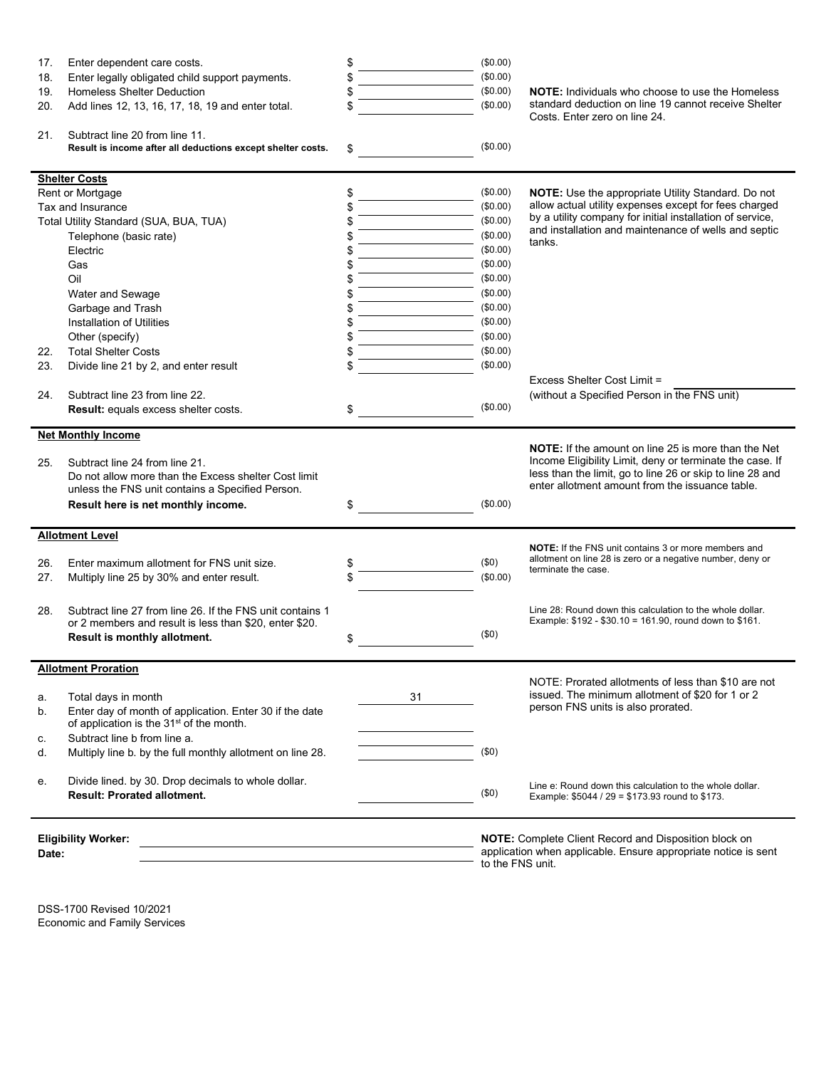| | | | | |
|---|---|---|---|---|
| 17. | Enter dependent care costs. | $ | ($0.00) | |
| 18. | Enter legally obligated child support payments. | $ | ($0.00) | |
| 19. | Homeless Shelter Deduction | $ | ($0.00) | **NOTE:** Individuals who choose to use the Homeless standard deduction on line 19 cannot receive Shelter Costs. Enter zero on line 24. |
| 20. | Add lines 12, 13, 16, 17, 18, 19 and enter total. | $ | ($0.00) | |
| 21. | Subtract line 20 from line 11. **Result is income after all deductions except shelter costs.** | $ | ($0.00) | |

**Shelter Costs**

| | | | | |
|---|---|---|---|---|
| | Rent or Mortgage | $ | ($0.00) | **NOTE:** Use the appropriate Utility Standard. Do not allow actual utility expenses except for fees charged by a utility company for initial installation of service, and installation and maintenance of wells and septic tanks. |
| | Tax and Insurance | $ | ($0.00) | |
| | Total Utility Standard (SUA, BUA, TUA) | $ | ($0.00) | |
| | Telephone (basic rate) | $ | ($0.00) | |
| | Electric | $ | ($0.00) | |
| | Gas | $ | ($0.00) | |
| | Oil | $ | ($0.00) | |
| | Water and Sewage | $ | ($0.00) | |
| | Garbage and Trash | $ | ($0.00) | |
| | Installation of Utilities | $ | ($0.00) | |
| | Other (specify) | $ | ($0.00) | |
| 22. | Total Shelter Costs | $ | ($0.00) | |
| 23. | Divide line 21 by 2, and enter result | $ | ($0.00) | Excess Shelter Cost Limit = |
| 24. | Subtract line 23 from line 22. **Result:** equals excess shelter costs. | $ | ($0.00) | (without a Specified Person in the FNS unit) |

**Net Monthly Income**

| | | | | |
|---|---|---|---|---|
| 25. | Subtract line 24 from line 21. Do not allow more than the Excess shelter Cost limit unless the FNS unit contains a Specified Person. **Result here is net monthly income.** | $ | ($0.00) | **NOTE:** If the amount on line 25 is more than the Net Income Eligibility Limit, deny or terminate the case. If less than the limit, go to line 26 or skip to line 28 and enter allotment amount from the issuance table. |

**Allotment Level**

| | | | | |
|---|---|---|---|---|
| 26. | Enter maximum allotment for FNS unit size. | $ | ($0) | **NOTE:** If the FNS unit contains 3 or more members and allotment on line 28 is zero or a negative number, deny or terminate the case. |
| 27. | Multiply line 25 by 30% and enter result. | $ | ($0.00) | |
| 28. | Subtract line 27 from line 26. If the FNS unit contains 1 or 2 members and result is less than $20, enter $20. **Result is monthly allotment.** | $ | ($0) | Line 28: Round down this calculation to the whole dollar. Example: $192 - $30.10 = 161.90, round down to $161. |

**Allotment Proration**

| | | | | |
|---|---|---|---|---|
| a. | Total days in month | 31 | | NOTE: Prorated allotments of less than $10 are not issued. The minimum allotment of $20 for 1 or 2 person FNS units is also prorated. |
| b. | Enter day of month of application. Enter 30 if the date of application is the 31st of the month. | | | |
| c. | Subtract line b from line a. | | | |
| d. | Multiply line b. by the full monthly allotment on line 28. | | ($0) | |
| e. | Divide lined. by 30. Drop decimals to whole dollar. **Result: Prorated allotment.** | | ($0) | Line e: Round down this calculation to the whole dollar. Example: $5044 / 29 = $173.93 round to $173. |

**Eligibility Worker:** ____________________

**Date:** ____________________

**NOTE:** Complete Client Record and Disposition block on application when applicable. Ensure appropriate notice is sent to the FNS unit.

DSS-1700 Revised 10/2021
Economic and Family Services